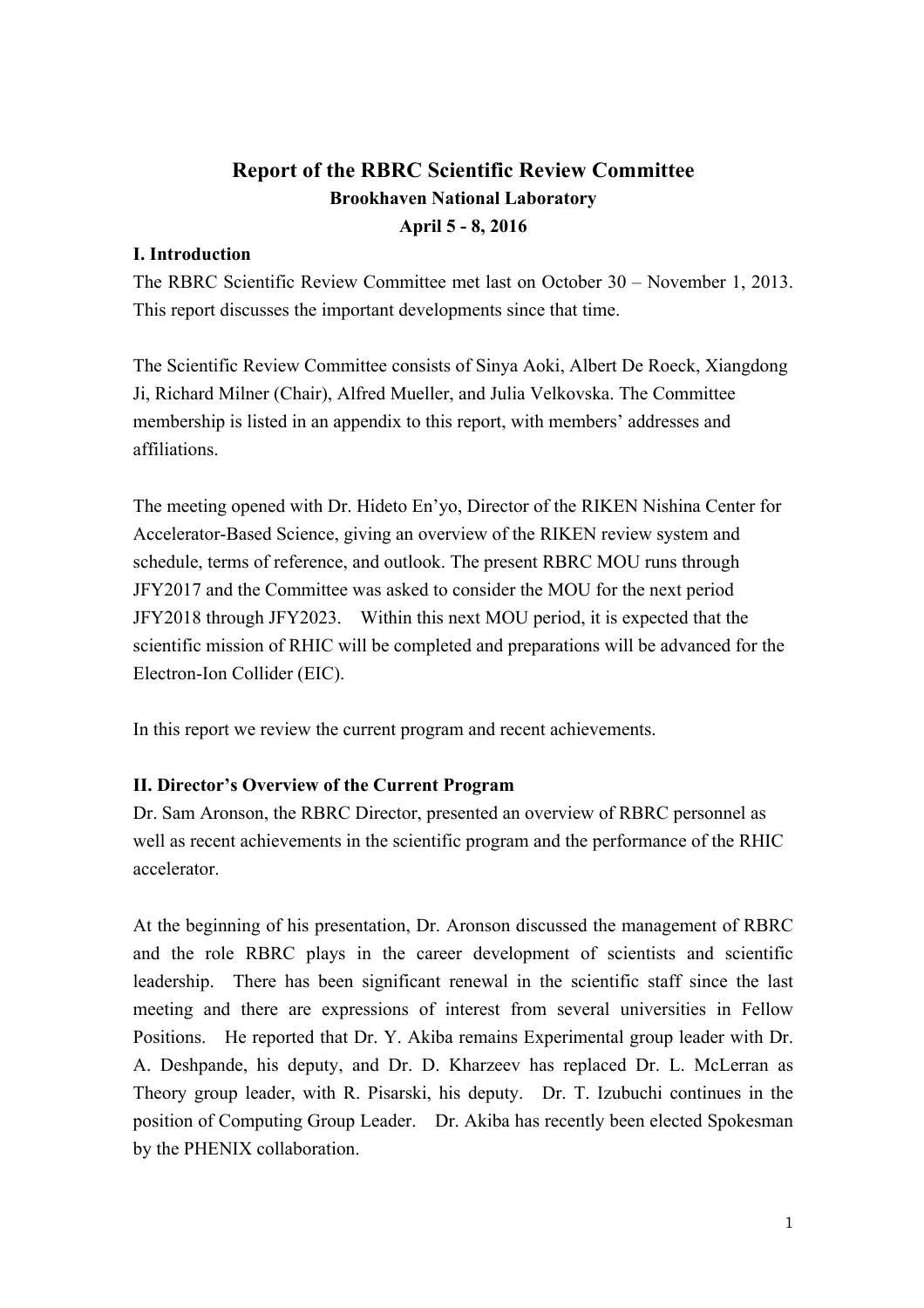# Report of the RBRC Scientific Review Committee

**Brookhaven National Laboratory**

**April 5 - 8, 2016**

## I. Introduction

The RBRC Scientific Review Committee met last on October 30 – November 1, 2013. This report discusses the important developments since that time.

The Scientific Review Committee consists of Sinya Aoki, Albert De Roeck, Xiangdong Ji, Richard Milner (Chair), Alfred Mueller, and Julia Velkovska. The Committee membership is listed in an appendix to this report, with members' addresses and affiliations.

The meeting opened with Dr. Hideto En'yo, Director of the RIKEN Nishina Center for Accelerator-Based Science, giving an overview of the RIKEN review system and schedule, terms of reference, and outlook. The present RBRC MOU runs through JFY2017 and the Committee was asked to consider the MOU for the next period JFY2018 through JFY2023. Within this next MOU period, it is expected that the scientific mission of RHIC will be completed and preparations will be advanced for the Electron-Ion Collider (EIC).

In this report we review the current program and recent achievements.

## II. Director's Overview of the Current Program

Dr. Sam Aronson, the RBRC Director, presented an overview of RBRC personnel as well as recent achievements in the scientific program and the performance of the RHIC accelerator.

At the beginning of his presentation, Dr. Aronson discussed the management of RBRC and the role RBRC plays in the career development of scientists and scientific leadership. There has been significant renewal in the scientific staff since the last meeting and there are expressions of interest from several universities in Fellow Positions. He reported that Dr. Y. Akiba remains Experimental group leader with Dr. A. Deshpande, his deputy, and Dr. D. Kharzeev has replaced Dr. L. McLerran as Theory group leader, with R. Pisarski, his deputy. Dr. T. Izubuchi continues in the position of Computing Group Leader. Dr. Akiba has recently been elected Spokesman by the PHENIX collaboration.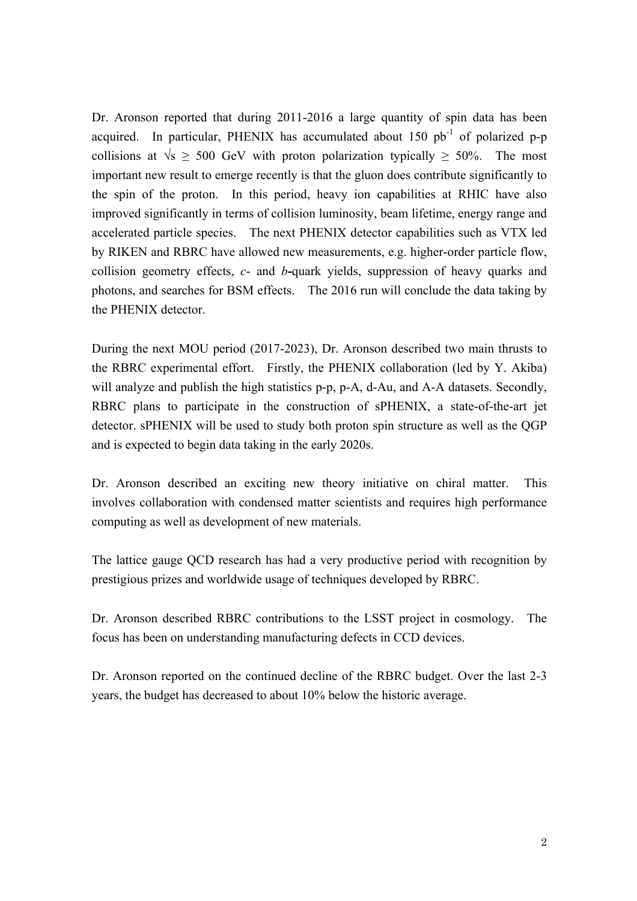Dr. Aronson reported that during 2011-2016 a large quantity of spin data has been acquired. In particular, PHENIX has accumulated about 150 $pb^{-1}$ of polarized p-p collisions at $\sqrt{s} \geq 500$ GeV with proton polarization typically $\geq 50\%$. The most important new result to emerge recently is that the gluon does contribute significantly to the spin of the proton. In this period, heavy ion capabilities at RHIC have also improved significantly in terms of collision luminosity, beam lifetime, energy range and accelerated particle species. The next PHENIX detector capabilities such as VTX led by RIKEN and RBRC have allowed new measurements, e.g. higher-order particle flow, collision geometry effects, *c*- and *b*-quark yields, suppression of heavy quarks and photons, and searches for BSM effects. The 2016 run will conclude the data taking by the PHENIX detector.

During the next MOU period (2017-2023), Dr. Aronson described two main thrusts to the RBRC experimental effort. Firstly, the PHENIX collaboration (led by Y. Akiba) will analyze and publish the high statistics p-p, p-A, d-Au, and A-A datasets. Secondly, RBRC plans to participate in the construction of sPHENIX, a state-of-the-art jet detector. sPHENIX will be used to study both proton spin structure as well as the QGP and is expected to begin data taking in the early 2020s.

Dr. Aronson described an exciting new theory initiative on chiral matter. This involves collaboration with condensed matter scientists and requires high performance computing as well as development of new materials.

The lattice gauge QCD research has had a very productive period with recognition by prestigious prizes and worldwide usage of techniques developed by RBRC.

Dr. Aronson described RBRC contributions to the LSST project in cosmology. The focus has been on understanding manufacturing defects in CCD devices.

Dr. Aronson reported on the continued decline of the RBRC budget. Over the last 2-3 years, the budget has decreased to about 10% below the historic average.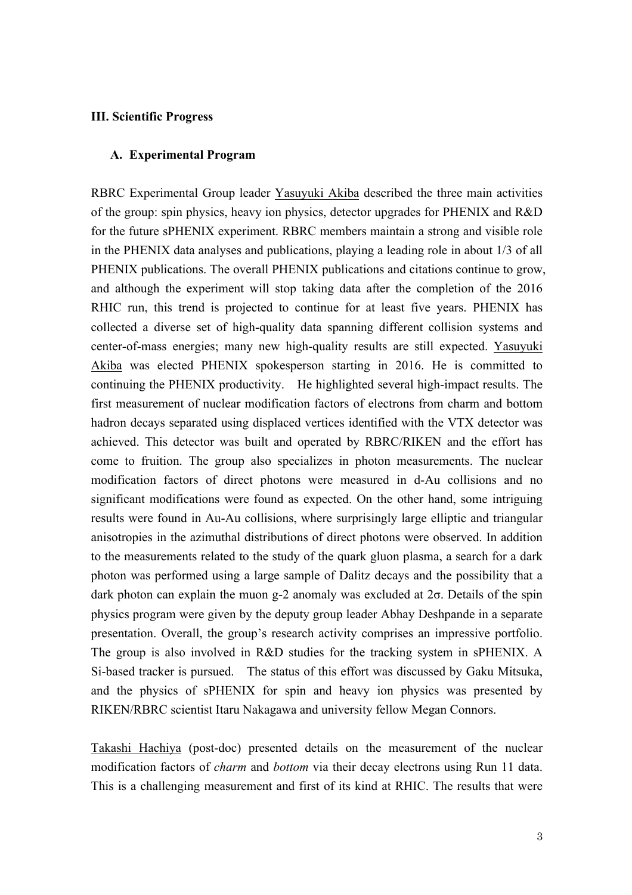## III. Scientific Progress

### A. Experimental Program

RBRC Experimental Group leader Yasuyuki Akiba described the three main activities of the group: spin physics, heavy ion physics, detector upgrades for PHENIX and R&D for the future sPHENIX experiment. RBRC members maintain a strong and visible role in the PHENIX data analyses and publications, playing a leading role in about 1/3 of all PHENIX publications. The overall PHENIX publications and citations continue to grow, and although the experiment will stop taking data after the completion of the 2016 RHIC run, this trend is projected to continue for at least five years. PHENIX has collected a diverse set of high-quality data spanning different collision systems and center-of-mass energies; many new high-quality results are still expected. Yasuyuki Akiba was elected PHENIX spokesperson starting in 2016. He is committed to continuing the PHENIX productivity. He highlighted several high-impact results. The first measurement of nuclear modification factors of electrons from charm and bottom hadron decays separated using displaced vertices identified with the VTX detector was achieved. This detector was built and operated by RBRC/RIKEN and the effort has come to fruition. The group also specializes in photon measurements. The nuclear modification factors of direct photons were measured in d-Au collisions and no significant modifications were found as expected. On the other hand, some intriguing results were found in Au-Au collisions, where surprisingly large elliptic and triangular anisotropies in the azimuthal distributions of direct photons were observed. In addition to the measurements related to the study of the quark gluon plasma, a search for a dark photon was performed using a large sample of Dalitz decays and the possibility that a dark photon can explain the muon g-2 anomaly was excluded at $2\sigma$. Details of the spin physics program were given by the deputy group leader Abhay Deshpande in a separate presentation. Overall, the group's research activity comprises an impressive portfolio. The group is also involved in R&D studies for the tracking system in sPHENIX. A Si-based tracker is pursued. The status of this effort was discussed by Gaku Mitsuka, and the physics of sPHENIX for spin and heavy ion physics was presented by RIKEN/RBRC scientist Itaru Nakagawa and university fellow Megan Connors.

Takashi Hachiya (post-doc) presented details on the measurement of the nuclear modification factors of *charm* and *bottom* via their decay electrons using Run 11 data. This is a challenging measurement and first of its kind at RHIC. The results that were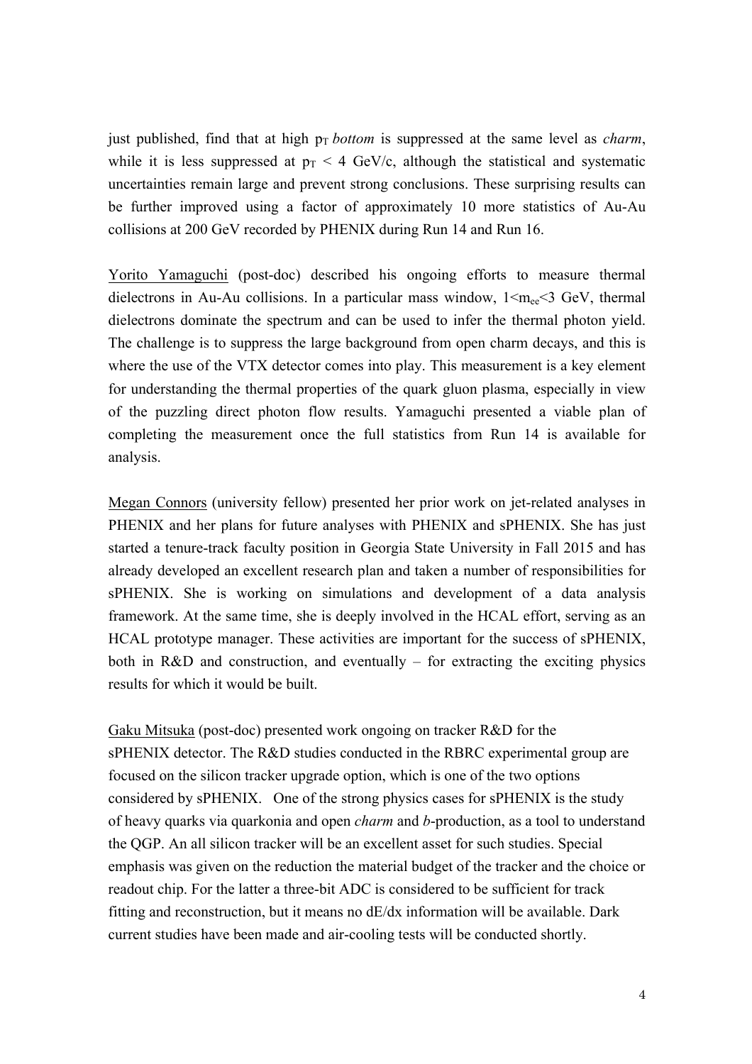just published, find that at high $p_T$ *bottom* is suppressed at the same level as *charm*, while it is less suppressed at $p_T < 4$ GeV/c, although the statistical and systematic uncertainties remain large and prevent strong conclusions. These surprising results can be further improved using a factor of approximately 10 more statistics of Au-Au collisions at 200 GeV recorded by PHENIX during Run 14 and Run 16.

<u>Yorito Yamaguchi</u> (post-doc) described his ongoing efforts to measure thermal dielectrons in Au-Au collisions. In a particular mass window, $1<m_{ee}<3$ GeV, thermal dielectrons dominate the spectrum and can be used to infer the thermal photon yield. The challenge is to suppress the large background from open charm decays, and this is where the use of the VTX detector comes into play. This measurement is a key element for understanding the thermal properties of the quark gluon plasma, especially in view of the puzzling direct photon flow results. Yamaguchi presented a viable plan of completing the measurement once the full statistics from Run 14 is available for analysis.

<u>Megan Connors</u> (university fellow) presented her prior work on jet-related analyses in PHENIX and her plans for future analyses with PHENIX and sPHENIX. She has just started a tenure-track faculty position in Georgia State University in Fall 2015 and has already developed an excellent research plan and taken a number of responsibilities for sPHENIX. She is working on simulations and development of a data analysis framework. At the same time, she is deeply involved in the HCAL effort, serving as an HCAL prototype manager. These activities are important for the success of sPHENIX, both in R&D and construction, and eventually – for extracting the exciting physics results for which it would be built.

<u>Gaku Mitsuka</u> (post-doc) presented work ongoing on tracker R&D for the sPHENIX detector. The R&D studies conducted in the RBRC experimental group are focused on the silicon tracker upgrade option, which is one of the two options considered by sPHENIX. One of the strong physics cases for sPHENIX is the study of heavy quarks via quarkonia and open *charm* and *b*-production, as a tool to understand the QGP. An all silicon tracker will be an excellent asset for such studies. Special emphasis was given on the reduction the material budget of the tracker and the choice or readout chip. For the latter a three-bit ADC is considered to be sufficient for track fitting and reconstruction, but it means no dE/dx information will be available. Dark current studies have been made and air-cooling tests will be conducted shortly.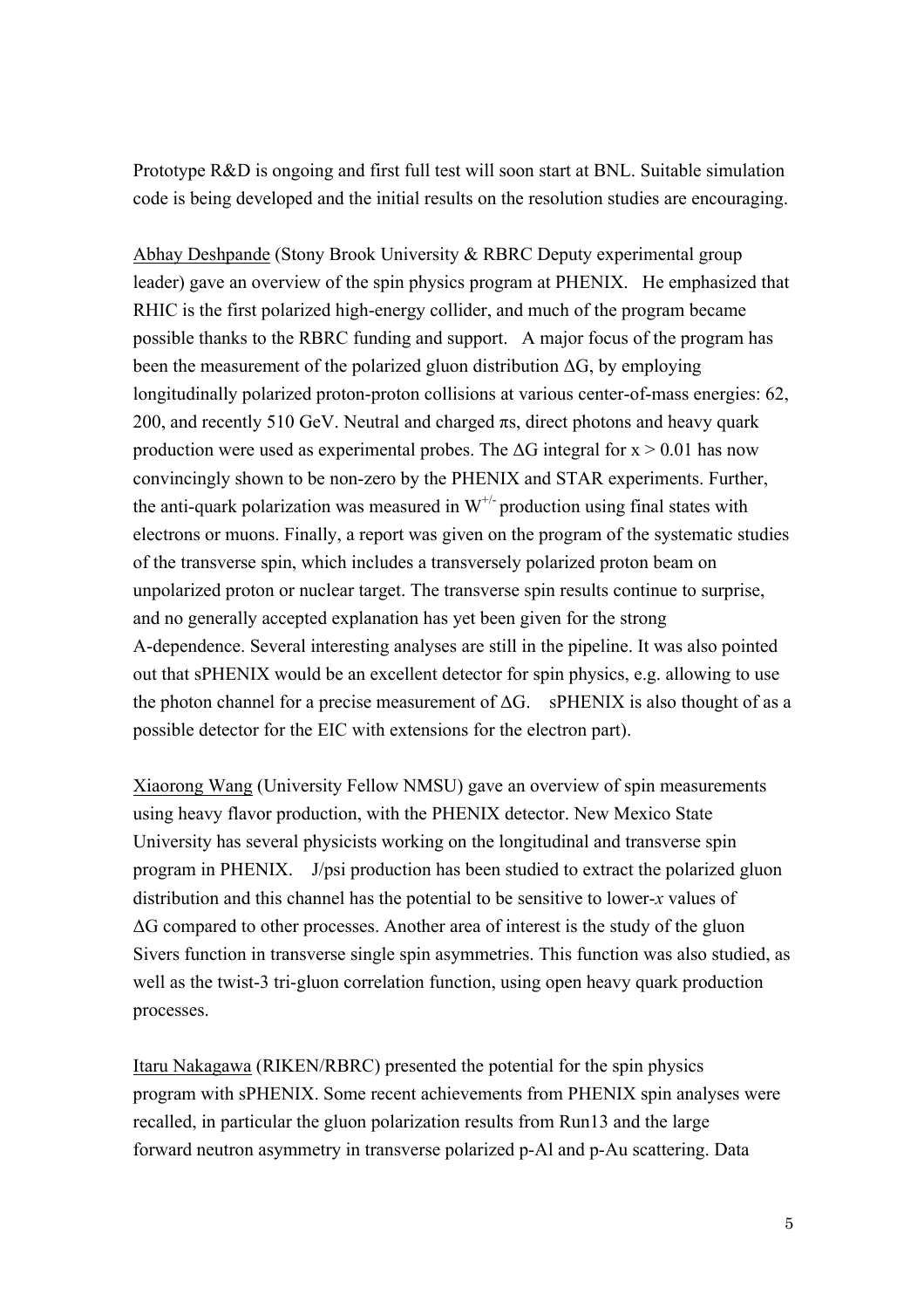Prototype R&D is ongoing and first full test will soon start at BNL. Suitable simulation code is being developed and the initial results on the resolution studies are encouraging.

Abhay Deshpande (Stony Brook University & RBRC Deputy experimental group leader) gave an overview of the spin physics program at PHENIX. He emphasized that RHIC is the first polarized high-energy collider, and much of the program became possible thanks to the RBRC funding and support. A major focus of the program has been the measurement of the polarized gluon distribution $\Delta G$, by employing longitudinally polarized proton-proton collisions at various center-of-mass energies: 62, 200, and recently 510 GeV. Neutral and charged $\pi$s, direct photons and heavy quark production were used as experimental probes. The $\Delta G$ integral for $x > 0.01$ has now convincingly shown to be non-zero by the PHENIX and STAR experiments. Further, the anti-quark polarization was measured in $W^{+/-}$ production using final states with electrons or muons. Finally, a report was given on the program of the systematic studies of the transverse spin, which includes a transversely polarized proton beam on unpolarized proton or nuclear target. The transverse spin results continue to surprise, and no generally accepted explanation has yet been given for the strong A-dependence. Several interesting analyses are still in the pipeline. It was also pointed out that sPHENIX would be an excellent detector for spin physics, e.g. allowing to use the photon channel for a precise measurement of $\Delta G$. sPHENIX is also thought of as a possible detector for the EIC with extensions for the electron part).

Xiaorong Wang (University Fellow NMSU) gave an overview of spin measurements using heavy flavor production, with the PHENIX detector. New Mexico State University has several physicists working on the longitudinal and transverse spin program in PHENIX. J/psi production has been studied to extract the polarized gluon distribution and this channel has the potential to be sensitive to lower-$x$ values of $\Delta G$ compared to other processes. Another area of interest is the study of the gluon Sivers function in transverse single spin asymmetries. This function was also studied, as well as the twist-3 tri-gluon correlation function, using open heavy quark production processes.

Itaru Nakagawa (RIKEN/RBRC) presented the potential for the spin physics program with sPHENIX. Some recent achievements from PHENIX spin analyses were recalled, in particular the gluon polarization results from Run13 and the large forward neutron asymmetry in transverse polarized p-Al and p-Au scattering. Data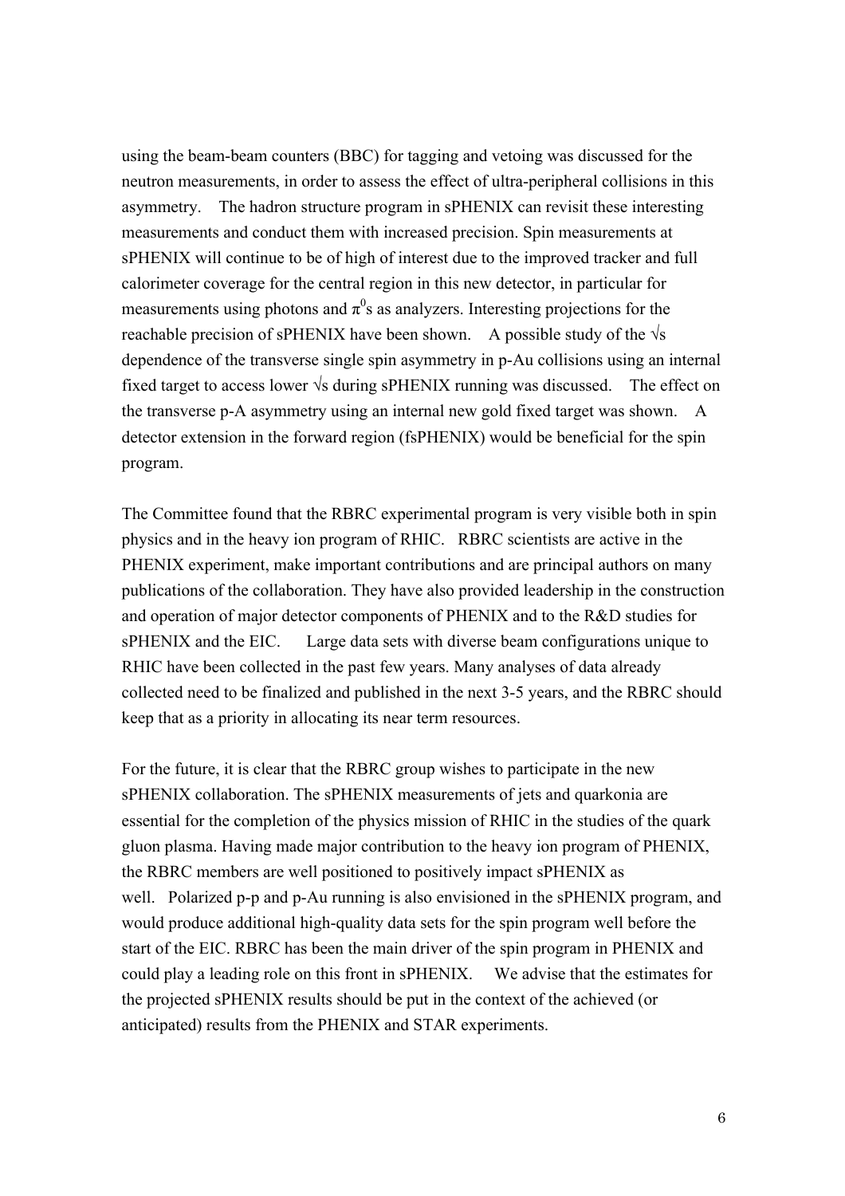using the beam-beam counters (BBC) for tagging and vetoing was discussed for the neutron measurements, in order to assess the effect of ultra-peripheral collisions in this asymmetry. The hadron structure program in sPHENIX can revisit these interesting measurements and conduct them with increased precision. Spin measurements at sPHENIX will continue to be of high of interest due to the improved tracker and full calorimeter coverage for the central region in this new detector, in particular for measurements using photons and $\pi^0$s as analyzers. Interesting projections for the reachable precision of sPHENIX have been shown. A possible study of the $\sqrt{s}$ dependence of the transverse single spin asymmetry in p-Au collisions using an internal fixed target to access lower $\sqrt{s}$ during sPHENIX running was discussed. The effect on the transverse p-A asymmetry using an internal new gold fixed target was shown. A detector extension in the forward region (fsPHENIX) would be beneficial for the spin program.

The Committee found that the RBRC experimental program is very visible both in spin physics and in the heavy ion program of RHIC. RBRC scientists are active in the PHENIX experiment, make important contributions and are principal authors on many publications of the collaboration. They have also provided leadership in the construction and operation of major detector components of PHENIX and to the R&D studies for sPHENIX and the EIC. Large data sets with diverse beam configurations unique to RHIC have been collected in the past few years. Many analyses of data already collected need to be finalized and published in the next 3-5 years, and the RBRC should keep that as a priority in allocating its near term resources.

For the future, it is clear that the RBRC group wishes to participate in the new sPHENIX collaboration. The sPHENIX measurements of jets and quarkonia are essential for the completion of the physics mission of RHIC in the studies of the quark gluon plasma. Having made major contribution to the heavy ion program of PHENIX, the RBRC members are well positioned to positively impact sPHENIX as well. Polarized p-p and p-Au running is also envisioned in the sPHENIX program, and would produce additional high-quality data sets for the spin program well before the start of the EIC. RBRC has been the main driver of the spin program in PHENIX and could play a leading role on this front in sPHENIX. We advise that the estimates for the projected sPHENIX results should be put in the context of the achieved (or anticipated) results from the PHENIX and STAR experiments.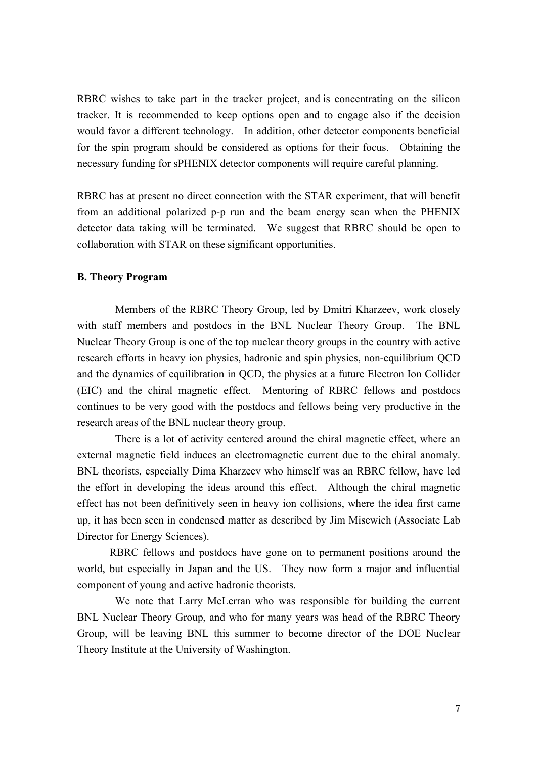RBRC wishes to take part in the tracker project, and is concentrating on the silicon tracker. It is recommended to keep options open and to engage also if the decision would favor a different technology. In addition, other detector components beneficial for the spin program should be considered as options for their focus. Obtaining the necessary funding for sPHENIX detector components will require careful planning.

RBRC has at present no direct connection with the STAR experiment, that will benefit from an additional polarized p-p run and the beam energy scan when the PHENIX detector data taking will be terminated. We suggest that RBRC should be open to collaboration with STAR on these significant opportunities.

**B. Theory Program**

Members of the RBRC Theory Group, led by Dmitri Kharzeev, work closely with staff members and postdocs in the BNL Nuclear Theory Group. The BNL Nuclear Theory Group is one of the top nuclear theory groups in the country with active research efforts in heavy ion physics, hadronic and spin physics, non-equilibrium QCD and the dynamics of equilibration in QCD, the physics at a future Electron Ion Collider (EIC) and the chiral magnetic effect. Mentoring of RBRC fellows and postdocs continues to be very good with the postdocs and fellows being very productive in the research areas of the BNL nuclear theory group.

There is a lot of activity centered around the chiral magnetic effect, where an external magnetic field induces an electromagnetic current due to the chiral anomaly. BNL theorists, especially Dima Kharzeev who himself was an RBRC fellow, have led the effort in developing the ideas around this effect. Although the chiral magnetic effect has not been definitively seen in heavy ion collisions, where the idea first came up, it has been seen in condensed matter as described by Jim Misewich (Associate Lab Director for Energy Sciences).

RBRC fellows and postdocs have gone on to permanent positions around the world, but especially in Japan and the US. They now form a major and influential component of young and active hadronic theorists.

We note that Larry McLerran who was responsible for building the current BNL Nuclear Theory Group, and who for many years was head of the RBRC Theory Group, will be leaving BNL this summer to become director of the DOE Nuclear Theory Institute at the University of Washington.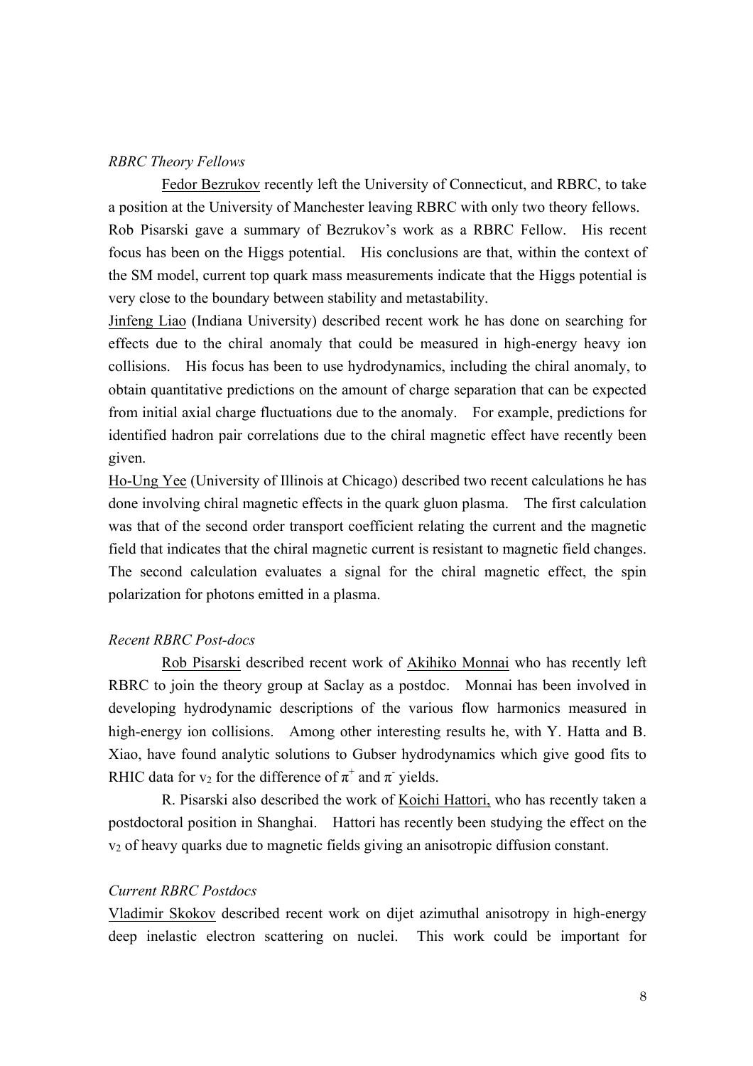*RBRC Theory Fellows*

Fedor Bezrukov recently left the University of Connecticut, and RBRC, to take a position at the University of Manchester leaving RBRC with only two theory fellows. Rob Pisarski gave a summary of Bezrukov's work as a RBRC Fellow. His recent focus has been on the Higgs potential. His conclusions are that, within the context of the SM model, current top quark mass measurements indicate that the Higgs potential is very close to the boundary between stability and metastability.

Jinfeng Liao (Indiana University) described recent work he has done on searching for effects due to the chiral anomaly that could be measured in high-energy heavy ion collisions. His focus has been to use hydrodynamics, including the chiral anomaly, to obtain quantitative predictions on the amount of charge separation that can be expected from initial axial charge fluctuations due to the anomaly. For example, predictions for identified hadron pair correlations due to the chiral magnetic effect have recently been given.

Ho-Ung Yee (University of Illinois at Chicago) described two recent calculations he has done involving chiral magnetic effects in the quark gluon plasma. The first calculation was that of the second order transport coefficient relating the current and the magnetic field that indicates that the chiral magnetic current is resistant to magnetic field changes. The second calculation evaluates a signal for the chiral magnetic effect, the spin polarization for photons emitted in a plasma.

*Recent RBRC Post-docs*

Rob Pisarski described recent work of Akihiko Monnai who has recently left RBRC to join the theory group at Saclay as a postdoc. Monnai has been involved in developing hydrodynamic descriptions of the various flow harmonics measured in high-energy ion collisions. Among other interesting results he, with Y. Hatta and B. Xiao, have found analytic solutions to Gubser hydrodynamics which give good fits to RHIC data for $v_2$ for the difference of $\pi^+$ and $\pi^-$ yields.

R. Pisarski also described the work of Koichi Hattori, who has recently taken a postdoctoral position in Shanghai. Hattori has recently been studying the effect on the $v_2$ of heavy quarks due to magnetic fields giving an anisotropic diffusion constant.

*Current RBRC Postdocs*

Vladimir Skokov described recent work on dijet azimuthal anisotropy in high-energy deep inelastic electron scattering on nuclei. This work could be important for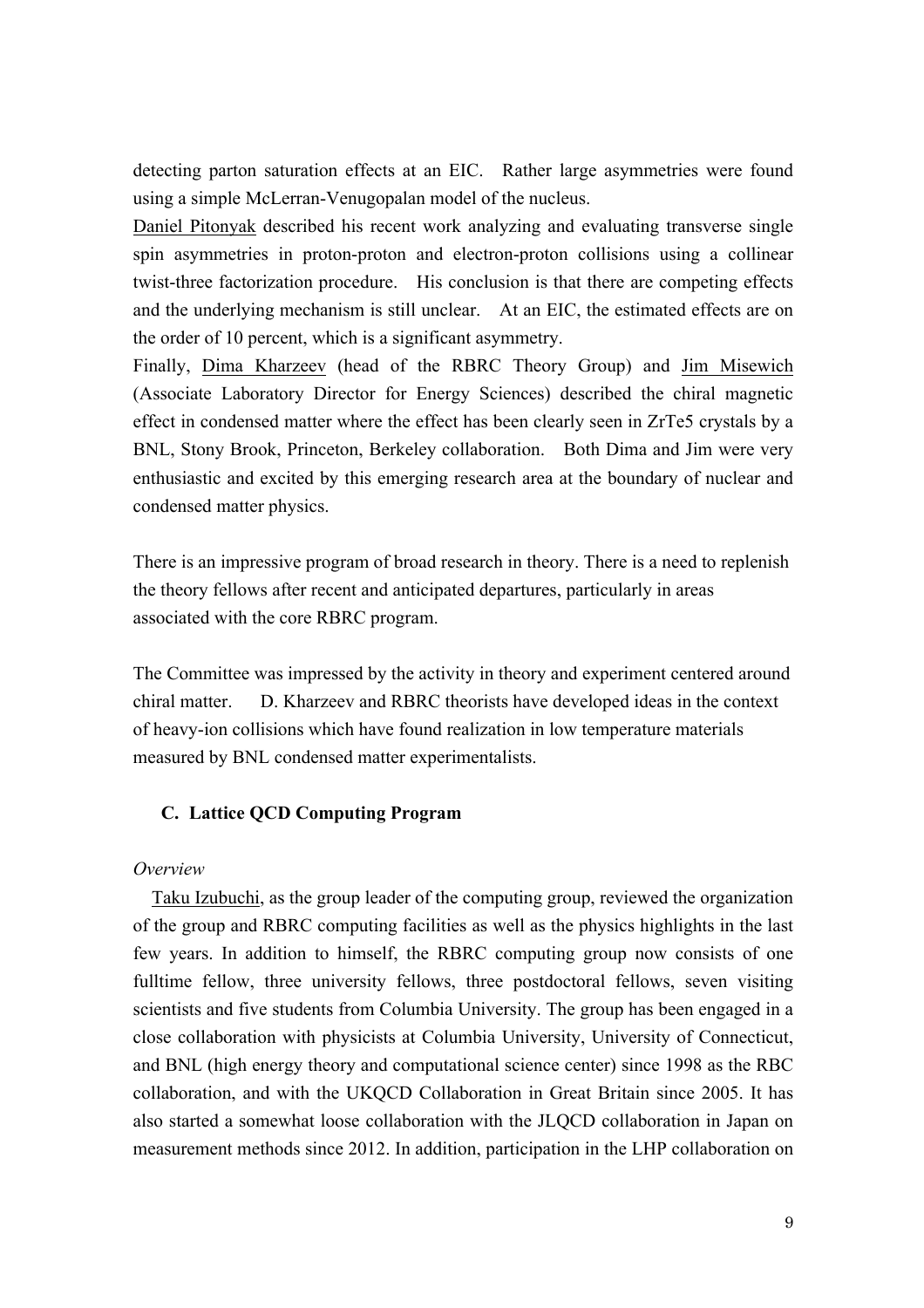detecting parton saturation effects at an EIC. Rather large asymmetries were found using a simple McLerran-Venugopalan model of the nucleus.

Daniel Pitonyak described his recent work analyzing and evaluating transverse single spin asymmetries in proton-proton and electron-proton collisions using a collinear twist-three factorization procedure. His conclusion is that there are competing effects and the underlying mechanism is still unclear. At an EIC, the estimated effects are on the order of 10 percent, which is a significant asymmetry.

Finally, Dima Kharzeev (head of the RBRC Theory Group) and Jim Misewich (Associate Laboratory Director for Energy Sciences) described the chiral magnetic effect in condensed matter where the effect has been clearly seen in ZrTe5 crystals by a BNL, Stony Brook, Princeton, Berkeley collaboration. Both Dima and Jim were very enthusiastic and excited by this emerging research area at the boundary of nuclear and condensed matter physics.

There is an impressive program of broad research in theory. There is a need to replenish the theory fellows after recent and anticipated departures, particularly in areas associated with the core RBRC program.

The Committee was impressed by the activity in theory and experiment centered around chiral matter. D. Kharzeev and RBRC theorists have developed ideas in the context of heavy-ion collisions which have found realization in low temperature materials measured by BNL condensed matter experimentalists.

### C. Lattice QCD Computing Program

*Overview*

Taku Izubuchi, as the group leader of the computing group, reviewed the organization of the group and RBRC computing facilities as well as the physics highlights in the last few years. In addition to himself, the RBRC computing group now consists of one fulltime fellow, three university fellows, three postdoctoral fellows, seven visiting scientists and five students from Columbia University. The group has been engaged in a close collaboration with physicists at Columbia University, University of Connecticut, and BNL (high energy theory and computational science center) since 1998 as the RBC collaboration, and with the UKQCD Collaboration in Great Britain since 2005. It has also started a somewhat loose collaboration with the JLQCD collaboration in Japan on measurement methods since 2012. In addition, participation in the LHP collaboration on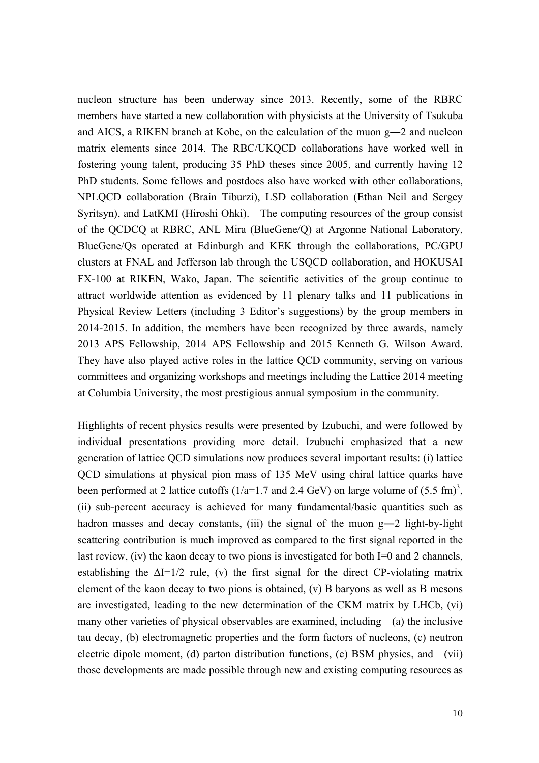nucleon structure has been underway since 2013. Recently, some of the RBRC members have started a new collaboration with physicists at the University of Tsukuba and AICS, a RIKEN branch at Kobe, on the calculation of the muon g―2 and nucleon matrix elements since 2014. The RBC/UKQCD collaborations have worked well in fostering young talent, producing 35 PhD theses since 2005, and currently having 12 PhD students. Some fellows and postdocs also have worked with other collaborations, NPLQCD collaboration (Brain Tiburzi), LSD collaboration (Ethan Neil and Sergey Syritsyn), and LatKMI (Hiroshi Ohki). The computing resources of the group consist of the QCDCQ at RBRC, ANL Mira (BlueGene/Q) at Argonne National Laboratory, BlueGene/Qs operated at Edinburgh and KEK through the collaborations, PC/GPU clusters at FNAL and Jefferson lab through the USQCD collaboration, and HOKUSAI FX-100 at RIKEN, Wako, Japan. The scientific activities of the group continue to attract worldwide attention as evidenced by 11 plenary talks and 11 publications in Physical Review Letters (including 3 Editor's suggestions) by the group members in 2014-2015. In addition, the members have been recognized by three awards, namely 2013 APS Fellowship, 2014 APS Fellowship and 2015 Kenneth G. Wilson Award. They have also played active roles in the lattice QCD community, serving on various committees and organizing workshops and meetings including the Lattice 2014 meeting at Columbia University, the most prestigious annual symposium in the community.

Highlights of recent physics results were presented by Izubuchi, and were followed by individual presentations providing more detail. Izubuchi emphasized that a new generation of lattice QCD simulations now produces several important results: (i) lattice QCD simulations at physical pion mass of 135 MeV using chiral lattice quarks have been performed at 2 lattice cutoffs (1/a=1.7 and 2.4 GeV) on large volume of $(5.5 \text{ fm})^3$, (ii) sub-percent accuracy is achieved for many fundamental/basic quantities such as hadron masses and decay constants, (iii) the signal of the muon g―2 light-by-light scattering contribution is much improved as compared to the first signal reported in the last review, (iv) the kaon decay to two pions is investigated for both I=0 and 2 channels, establishing the $\Delta I=1/2$ rule, (v) the first signal for the direct CP-violating matrix element of the kaon decay to two pions is obtained, (v) B baryons as well as B mesons are investigated, leading to the new determination of the CKM matrix by LHCb, (vi) many other varieties of physical observables are examined, including (a) the inclusive tau decay, (b) electromagnetic properties and the form factors of nucleons, (c) neutron electric dipole moment, (d) parton distribution functions, (e) BSM physics, and (vii) those developments are made possible through new and existing computing resources as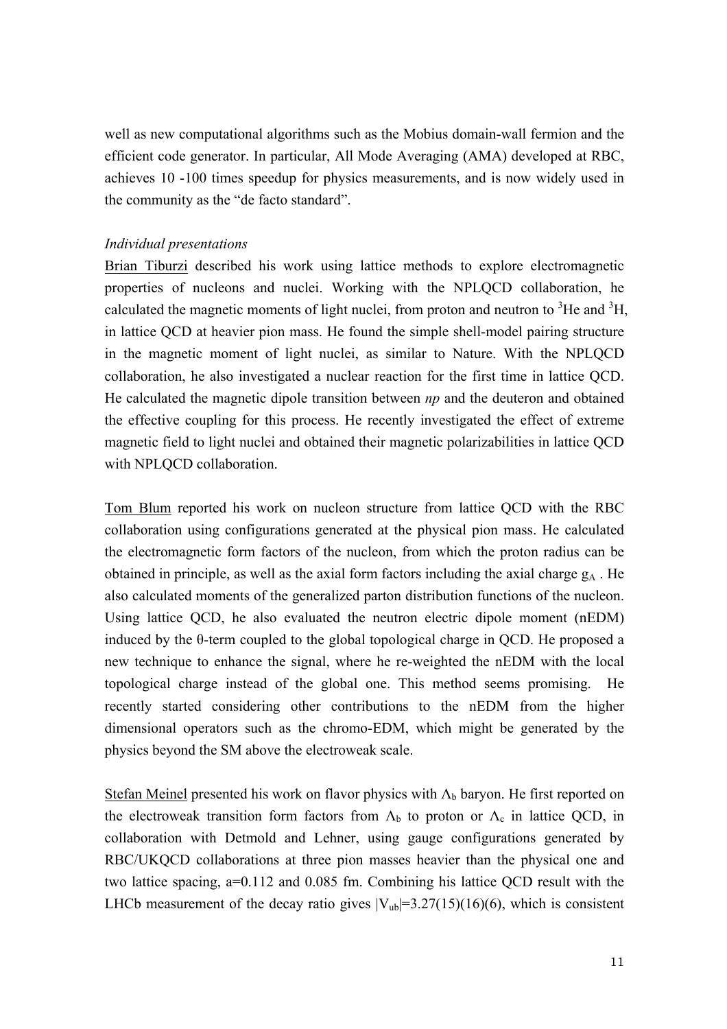well as new computational algorithms such as the Mobius domain-wall fermion and the efficient code generator. In particular, All Mode Averaging (AMA) developed at RBC, achieves 10 -100 times speedup for physics measurements, and is now widely used in the community as the "de facto standard".

*Individual presentations*

Brian Tiburzi described his work using lattice methods to explore electromagnetic properties of nucleons and nuclei. Working with the NPLQCD collaboration, he calculated the magnetic moments of light nuclei, from proton and neutron to $^3$He and $^3$H, in lattice QCD at heavier pion mass. He found the simple shell-model pairing structure in the magnetic moment of light nuclei, as similar to Nature. With the NPLQCD collaboration, he also investigated a nuclear reaction for the first time in lattice QCD. He calculated the magnetic dipole transition between *np* and the deuteron and obtained the effective coupling for this process. He recently investigated the effect of extreme magnetic field to light nuclei and obtained their magnetic polarizabilities in lattice QCD with NPLQCD collaboration.

Tom Blum reported his work on nucleon structure from lattice QCD with the RBC collaboration using configurations generated at the physical pion mass. He calculated the electromagnetic form factors of the nucleon, from which the proton radius can be obtained in principle, as well as the axial form factors including the axial charge $g_A$ . He also calculated moments of the generalized parton distribution functions of the nucleon. Using lattice QCD, he also evaluated the neutron electric dipole moment (nEDM) induced by the θ-term coupled to the global topological charge in QCD. He proposed a new technique to enhance the signal, where he re-weighted the nEDM with the local topological charge instead of the global one. This method seems promising. He recently started considering other contributions to the nEDM from the higher dimensional operators such as the chromo-EDM, which might be generated by the physics beyond the SM above the electroweak scale.

Stefan Meinel presented his work on flavor physics with $\Lambda_b$ baryon. He first reported on the electroweak transition form factors from $\Lambda_b$ to proton or $\Lambda_c$ in lattice QCD, in collaboration with Detmold and Lehner, using gauge configurations generated by RBC/UKQCD collaborations at three pion masses heavier than the physical one and two lattice spacing, a=0.112 and 0.085 fm. Combining his lattice QCD result with the LHCb measurement of the decay ratio gives $|V_{ub}|$=3.27(15)(16)(6), which is consistent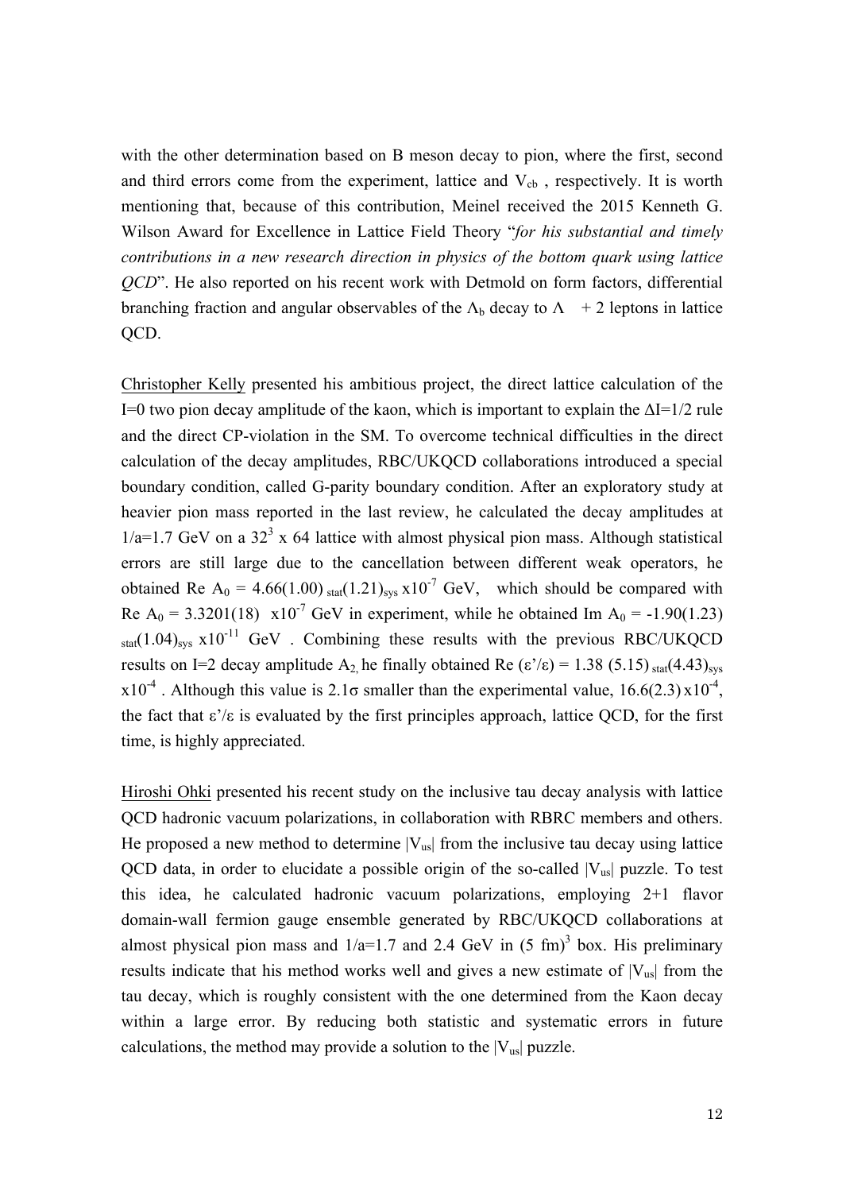with the other determination based on B meson decay to pion, where the first, second and third errors come from the experiment, lattice and $V_{cb}$ , respectively. It is worth mentioning that, because of this contribution, Meinel received the 2015 Kenneth G. Wilson Award for Excellence in Lattice Field Theory "*for his substantial and timely contributions in a new research direction in physics of the bottom quark using lattice QCD*". He also reported on his recent work with Detmold on form factors, differential branching fraction and angular observables of the $\Lambda_b$ decay to $\Lambda$ + 2 leptons in lattice QCD.

Christopher Kelly presented his ambitious project, the direct lattice calculation of the I=0 two pion decay amplitude of the kaon, which is important to explain the $\Delta I=1/2$ rule and the direct CP-violation in the SM. To overcome technical difficulties in the direct calculation of the decay amplitudes, RBC/UKQCD collaborations introduced a special boundary condition, called G-parity boundary condition. After an exploratory study at heavier pion mass reported in the last review, he calculated the decay amplitudes at $1/a$=1.7 GeV on a $32^3$ x 64 lattice with almost physical pion mass. Although statistical errors are still large due to the cancellation between different weak operators, he obtained Re $A_0$ = $4.66(1.00)_{stat}(1.21)_{sys}$ x$10^{-7}$ GeV, which should be compared with Re $A_0$ = 3.3201(18) x$10^{-7}$ GeV in experiment, while he obtained Im $A_0$ = $-1.90(1.23)_{stat}(1.04)_{sys}$ x$10^{-11}$ GeV . Combining these results with the previous RBC/UKQCD results on I=2 decay amplitude $A_2$, he finally obtained Re ($\varepsilon'/\varepsilon$) = $1.38\ (5.15)_{stat}(4.43)_{sys}$ x$10^{-4}$ . Although this value is 2.1σ smaller than the experimental value, 16.6(2.3) x$10^{-4}$, the fact that $\varepsilon'/\varepsilon$ is evaluated by the first principles approach, lattice QCD, for the first time, is highly appreciated.

Hiroshi Ohki presented his recent study on the inclusive tau decay analysis with lattice QCD hadronic vacuum polarizations, in collaboration with RBRC members and others. He proposed a new method to determine $|V_{us}|$ from the inclusive tau decay using lattice QCD data, in order to elucidate a possible origin of the so-called $|V_{us}|$ puzzle. To test this idea, he calculated hadronic vacuum polarizations, employing 2+1 flavor domain-wall fermion gauge ensemble generated by RBC/UKQCD collaborations at almost physical pion mass and $1/a$=1.7 and 2.4 GeV in (5 fm)$^3$ box. His preliminary results indicate that his method works well and gives a new estimate of $|V_{us}|$ from the tau decay, which is roughly consistent with the one determined from the Kaon decay within a large error. By reducing both statistic and systematic errors in future calculations, the method may provide a solution to the $|V_{us}|$ puzzle.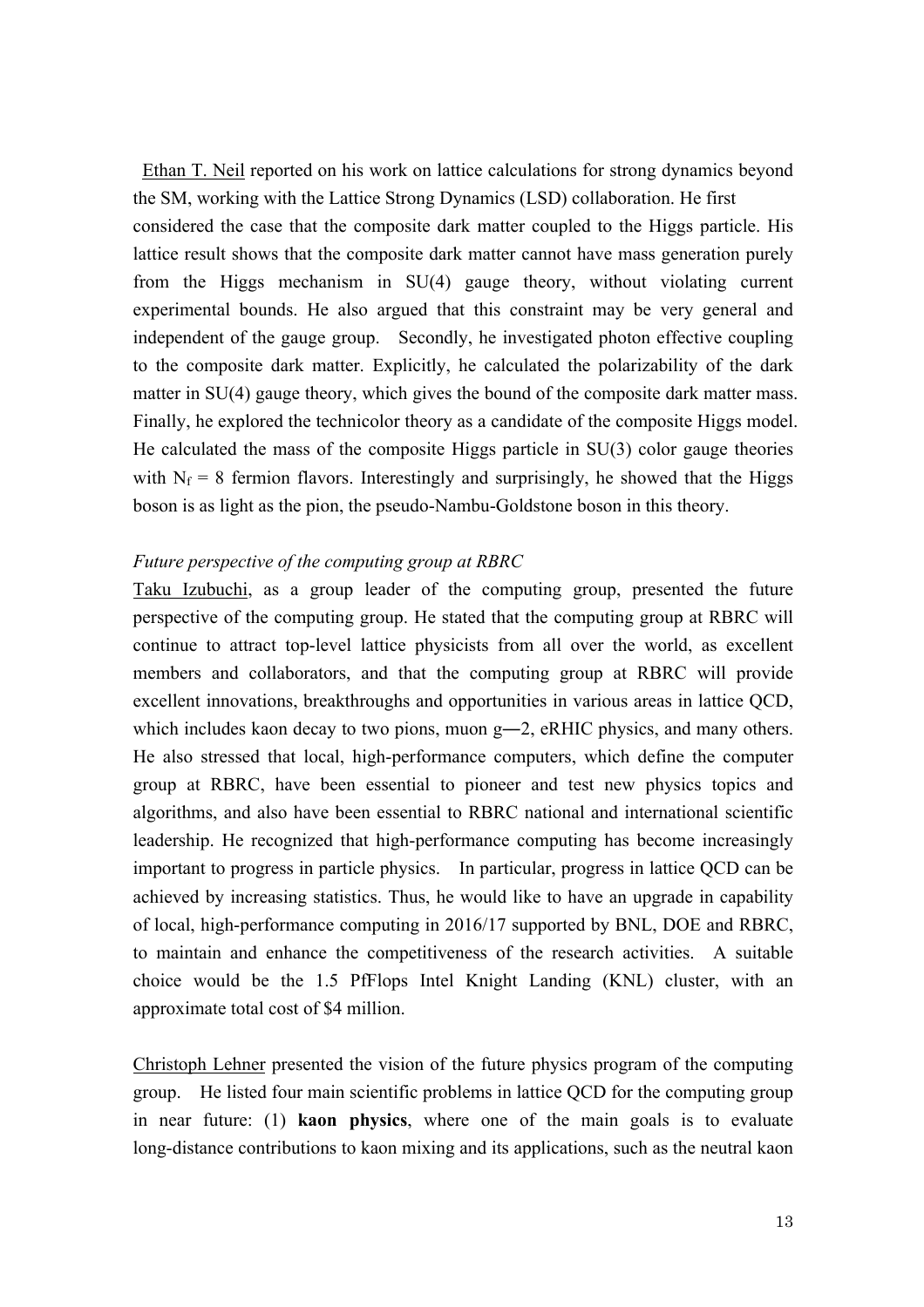Ethan T. Neil reported on his work on lattice calculations for strong dynamics beyond the SM, working with the Lattice Strong Dynamics (LSD) collaboration. He first considered the case that the composite dark matter coupled to the Higgs particle. His lattice result shows that the composite dark matter cannot have mass generation purely from the Higgs mechanism in SU(4) gauge theory, without violating current experimental bounds. He also argued that this constraint may be very general and independent of the gauge group. Secondly, he investigated photon effective coupling to the composite dark matter. Explicitly, he calculated the polarizability of the dark matter in SU(4) gauge theory, which gives the bound of the composite dark matter mass. Finally, he explored the technicolor theory as a candidate of the composite Higgs model. He calculated the mass of the composite Higgs particle in SU(3) color gauge theories with $N_f = 8$ fermion flavors. Interestingly and surprisingly, he showed that the Higgs boson is as light as the pion, the pseudo-Nambu-Goldstone boson in this theory.

*Future perspective of the computing group at RBRC*

Taku Izubuchi, as a group leader of the computing group, presented the future perspective of the computing group. He stated that the computing group at RBRC will continue to attract top-level lattice physicists from all over the world, as excellent members and collaborators, and that the computing group at RBRC will provide excellent innovations, breakthroughs and opportunities in various areas in lattice QCD, which includes kaon decay to two pions, muon g―2, eRHIC physics, and many others. He also stressed that local, high-performance computers, which define the computer group at RBRC, have been essential to pioneer and test new physics topics and algorithms, and also have been essential to RBRC national and international scientific leadership. He recognized that high-performance computing has become increasingly important to progress in particle physics. In particular, progress in lattice QCD can be achieved by increasing statistics. Thus, he would like to have an upgrade in capability of local, high-performance computing in 2016/17 supported by BNL, DOE and RBRC, to maintain and enhance the competitiveness of the research activities. A suitable choice would be the 1.5 PfFlops Intel Knight Landing (KNL) cluster, with an approximate total cost of $4 million.

Christoph Lehner presented the vision of the future physics program of the computing group. He listed four main scientific problems in lattice QCD for the computing group in near future: (1) **kaon physics**, where one of the main goals is to evaluate long-distance contributions to kaon mixing and its applications, such as the neutral kaon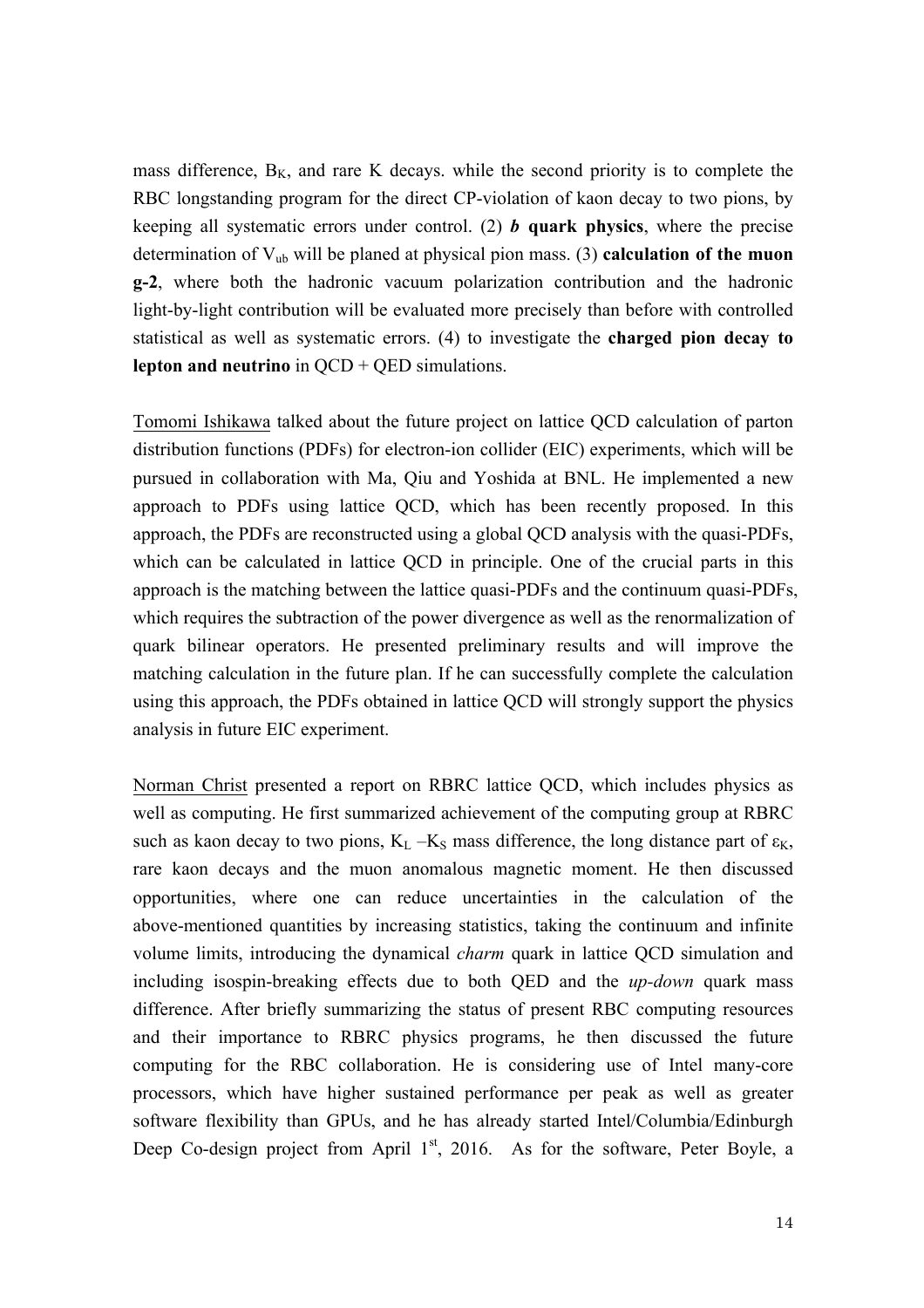mass difference, $B_K$, and rare K decays. while the second priority is to complete the RBC longstanding program for the direct CP-violation of kaon decay to two pions, by keeping all systematic errors under control. (2) ***b* quark physics**, where the precise determination of $V_{ub}$ will be planed at physical pion mass. (3) **calculation of the muon g-2**, where both the hadronic vacuum polarization contribution and the hadronic light-by-light contribution will be evaluated more precisely than before with controlled statistical as well as systematic errors. (4) to investigate the **charged pion decay to lepton and neutrino** in QCD + QED simulations.

Tomomi Ishikawa talked about the future project on lattice QCD calculation of parton distribution functions (PDFs) for electron-ion collider (EIC) experiments, which will be pursued in collaboration with Ma, Qiu and Yoshida at BNL. He implemented a new approach to PDFs using lattice QCD, which has been recently proposed. In this approach, the PDFs are reconstructed using a global QCD analysis with the quasi-PDFs, which can be calculated in lattice QCD in principle. One of the crucial parts in this approach is the matching between the lattice quasi-PDFs and the continuum quasi-PDFs, which requires the subtraction of the power divergence as well as the renormalization of quark bilinear operators. He presented preliminary results and will improve the matching calculation in the future plan. If he can successfully complete the calculation using this approach, the PDFs obtained in lattice QCD will strongly support the physics analysis in future EIC experiment.

Norman Christ presented a report on RBRC lattice QCD, which includes physics as well as computing. He first summarized achievement of the computing group at RBRC such as kaon decay to two pions, $K_L - K_S$ mass difference, the long distance part of $\varepsilon_K$, rare kaon decays and the muon anomalous magnetic moment. He then discussed opportunities, where one can reduce uncertainties in the calculation of the above-mentioned quantities by increasing statistics, taking the continuum and infinite volume limits, introducing the dynamical *charm* quark in lattice QCD simulation and including isospin-breaking effects due to both QED and the *up-down* quark mass difference. After briefly summarizing the status of present RBC computing resources and their importance to RBRC physics programs, he then discussed the future computing for the RBC collaboration. He is considering use of Intel many-core processors, which have higher sustained performance per peak as well as greater software flexibility than GPUs, and he has already started Intel/Columbia/Edinburgh Deep Co-design project from April 1st, 2016. As for the software, Peter Boyle, a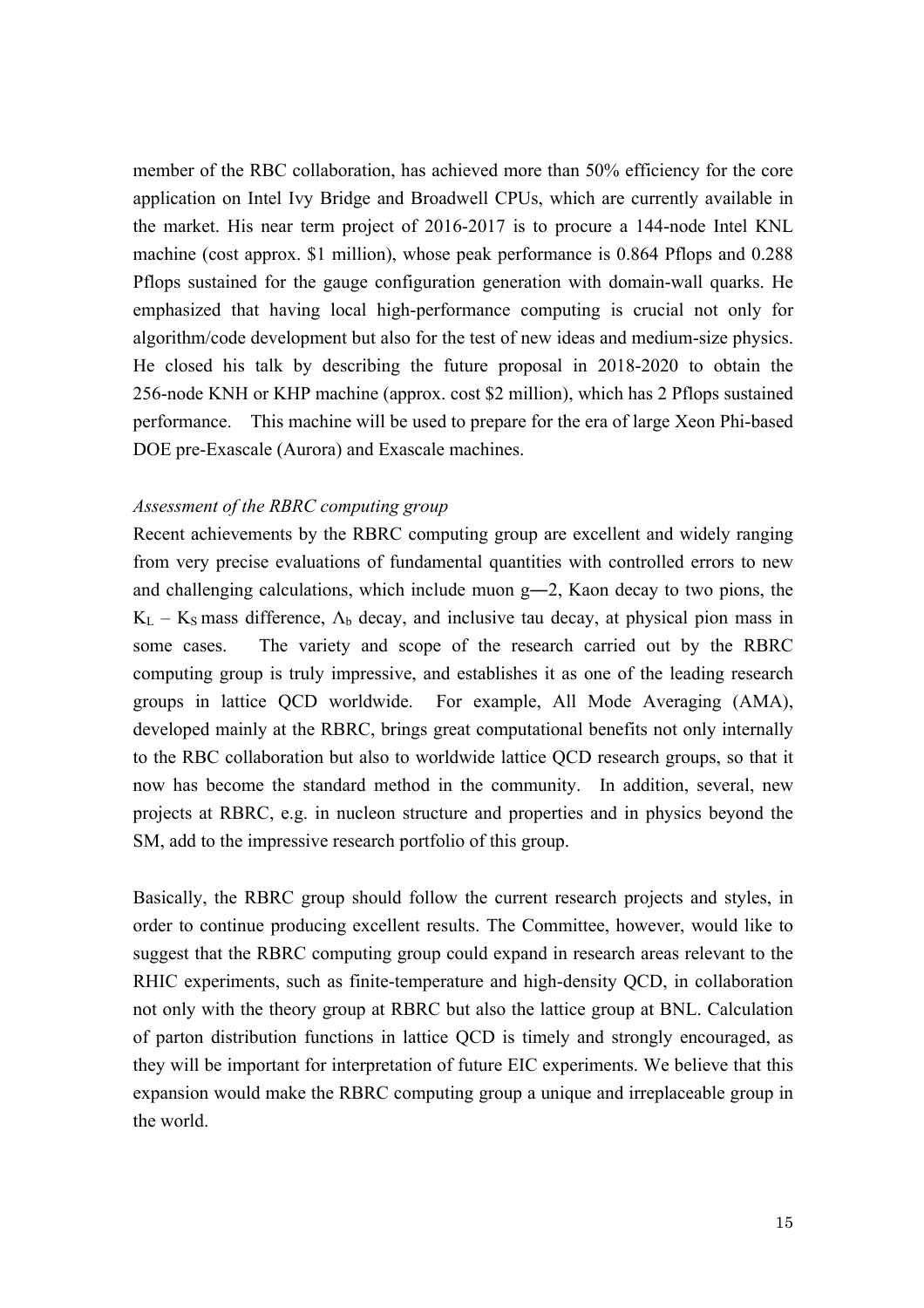member of the RBC collaboration, has achieved more than 50% efficiency for the core application on Intel Ivy Bridge and Broadwell CPUs, which are currently available in the market. His near term project of 2016-2017 is to procure a 144-node Intel KNL machine (cost approx. \$1 million), whose peak performance is 0.864 Pflops and 0.288 Pflops sustained for the gauge configuration generation with domain-wall quarks. He emphasized that having local high-performance computing is crucial not only for algorithm/code development but also for the test of new ideas and medium-size physics. He closed his talk by describing the future proposal in 2018-2020 to obtain the 256-node KNH or KHP machine (approx. cost \$2 million), which has 2 Pflops sustained performance. This machine will be used to prepare for the era of large Xeon Phi-based DOE pre-Exascale (Aurora) and Exascale machines.

*Assessment of the RBRC computing group*

Recent achievements by the RBRC computing group are excellent and widely ranging from very precise evaluations of fundamental quantities with controlled errors to new and challenging calculations, which include muon g―2, Kaon decay to two pions, the $K_L - K_S$ mass difference, $\Lambda_b$ decay, and inclusive tau decay, at physical pion mass in some cases. The variety and scope of the research carried out by the RBRC computing group is truly impressive, and establishes it as one of the leading research groups in lattice QCD worldwide. For example, All Mode Averaging (AMA), developed mainly at the RBRC, brings great computational benefits not only internally to the RBC collaboration but also to worldwide lattice QCD research groups, so that it now has become the standard method in the community. In addition, several, new projects at RBRC, e.g. in nucleon structure and properties and in physics beyond the SM, add to the impressive research portfolio of this group.

Basically, the RBRC group should follow the current research projects and styles, in order to continue producing excellent results. The Committee, however, would like to suggest that the RBRC computing group could expand in research areas relevant to the RHIC experiments, such as finite-temperature and high-density QCD, in collaboration not only with the theory group at RBRC but also the lattice group at BNL. Calculation of parton distribution functions in lattice QCD is timely and strongly encouraged, as they will be important for interpretation of future EIC experiments. We believe that this expansion would make the RBRC computing group a unique and irreplaceable group in the world.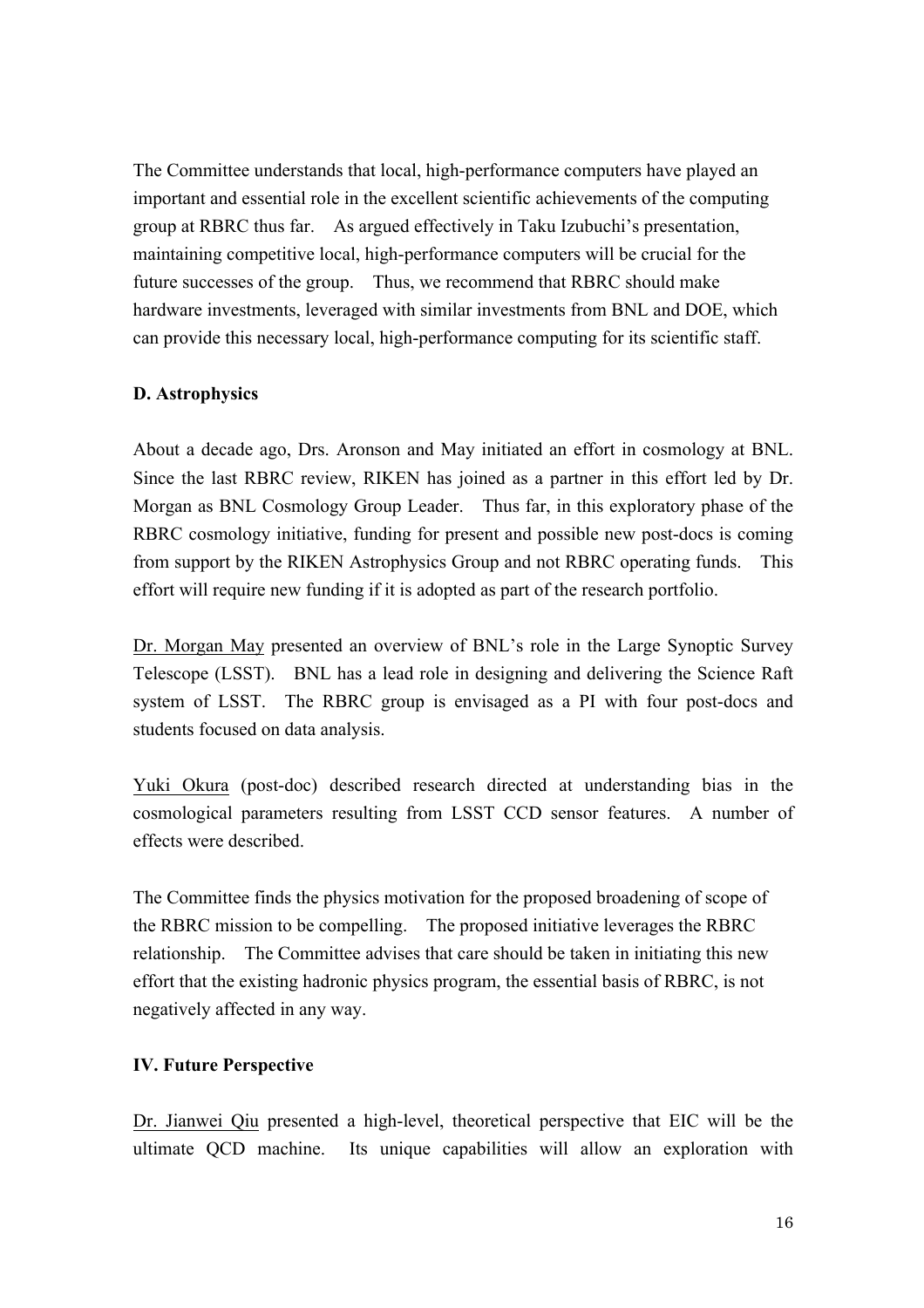The Committee understands that local, high-performance computers have played an important and essential role in the excellent scientific achievements of the computing group at RBRC thus far. As argued effectively in Taku Izubuchi's presentation, maintaining competitive local, high-performance computers will be crucial for the future successes of the group. Thus, we recommend that RBRC should make hardware investments, leveraged with similar investments from BNL and DOE, which can provide this necessary local, high-performance computing for its scientific staff.

**D. Astrophysics**

About a decade ago, Drs. Aronson and May initiated an effort in cosmology at BNL. Since the last RBRC review, RIKEN has joined as a partner in this effort led by Dr. Morgan as BNL Cosmology Group Leader. Thus far, in this exploratory phase of the RBRC cosmology initiative, funding for present and possible new post-docs is coming from support by the RIKEN Astrophysics Group and not RBRC operating funds. This effort will require new funding if it is adopted as part of the research portfolio.

Dr. Morgan May presented an overview of BNL's role in the Large Synoptic Survey Telescope (LSST). BNL has a lead role in designing and delivering the Science Raft system of LSST. The RBRC group is envisaged as a PI with four post-docs and students focused on data analysis.

Yuki Okura (post-doc) described research directed at understanding bias in the cosmological parameters resulting from LSST CCD sensor features. A number of effects were described.

The Committee finds the physics motivation for the proposed broadening of scope of the RBRC mission to be compelling. The proposed initiative leverages the RBRC relationship. The Committee advises that care should be taken in initiating this new effort that the existing hadronic physics program, the essential basis of RBRC, is not negatively affected in any way.

**IV. Future Perspective**

Dr. Jianwei Qiu presented a high-level, theoretical perspective that EIC will be the ultimate QCD machine. Its unique capabilities will allow an exploration with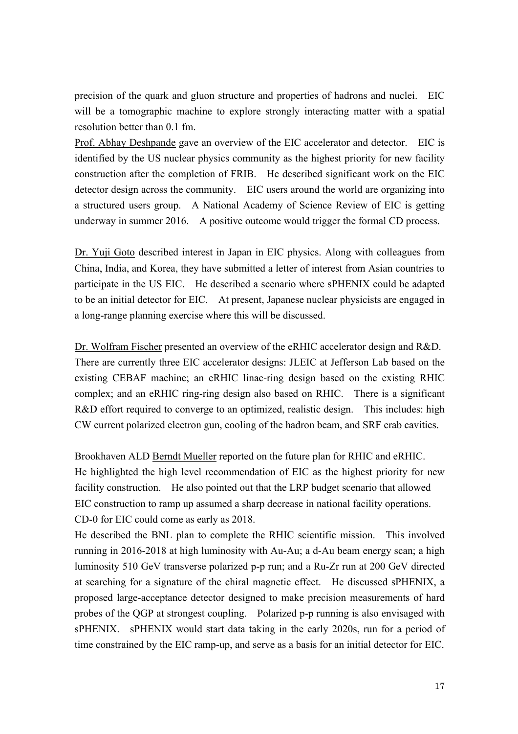precision of the quark and gluon structure and properties of hadrons and nuclei. EIC will be a tomographic machine to explore strongly interacting matter with a spatial resolution better than 0.1 fm.

Prof. Abhay Deshpande gave an overview of the EIC accelerator and detector. EIC is identified by the US nuclear physics community as the highest priority for new facility construction after the completion of FRIB. He described significant work on the EIC detector design across the community. EIC users around the world are organizing into a structured users group. A National Academy of Science Review of EIC is getting underway in summer 2016. A positive outcome would trigger the formal CD process.

Dr. Yuji Goto described interest in Japan in EIC physics. Along with colleagues from China, India, and Korea, they have submitted a letter of interest from Asian countries to participate in the US EIC. He described a scenario where sPHENIX could be adapted to be an initial detector for EIC. At present, Japanese nuclear physicists are engaged in a long-range planning exercise where this will be discussed.

Dr. Wolfram Fischer presented an overview of the eRHIC accelerator design and R&D. There are currently three EIC accelerator designs: JLEIC at Jefferson Lab based on the existing CEBAF machine; an eRHIC linac-ring design based on the existing RHIC complex; and an eRHIC ring-ring design also based on RHIC. There is a significant R&D effort required to converge to an optimized, realistic design. This includes: high CW current polarized electron gun, cooling of the hadron beam, and SRF crab cavities.

Brookhaven ALD Berndt Mueller reported on the future plan for RHIC and eRHIC. He highlighted the high level recommendation of EIC as the highest priority for new facility construction. He also pointed out that the LRP budget scenario that allowed EIC construction to ramp up assumed a sharp decrease in national facility operations. CD-0 for EIC could come as early as 2018.

He described the BNL plan to complete the RHIC scientific mission. This involved running in 2016-2018 at high luminosity with Au-Au; a d-Au beam energy scan; a high luminosity 510 GeV transverse polarized p-p run; and a Ru-Zr run at 200 GeV directed at searching for a signature of the chiral magnetic effect. He discussed sPHENIX, a proposed large-acceptance detector designed to make precision measurements of hard probes of the QGP at strongest coupling. Polarized p-p running is also envisaged with sPHENIX. sPHENIX would start data taking in the early 2020s, run for a period of time constrained by the EIC ramp-up, and serve as a basis for an initial detector for EIC.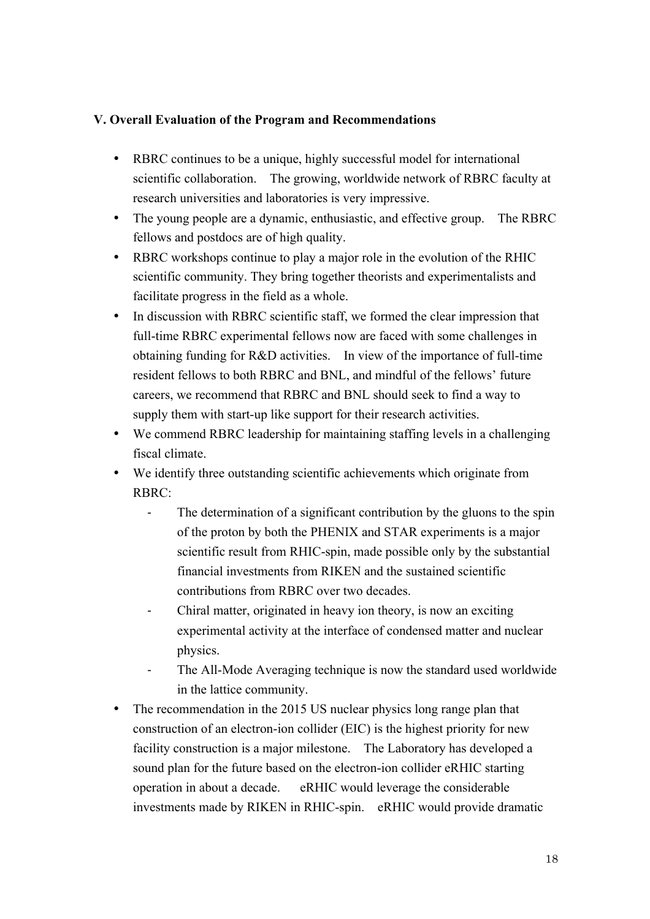**V. Overall Evaluation of the Program and Recommendations**

- RBRC continues to be a unique, highly successful model for international scientific collaboration. The growing, worldwide network of RBRC faculty at research universities and laboratories is very impressive.
- The young people are a dynamic, enthusiastic, and effective group. The RBRC fellows and postdocs are of high quality.
- RBRC workshops continue to play a major role in the evolution of the RHIC scientific community. They bring together theorists and experimentalists and facilitate progress in the field as a whole.
- In discussion with RBRC scientific staff, we formed the clear impression that full-time RBRC experimental fellows now are faced with some challenges in obtaining funding for R&D activities. In view of the importance of full-time resident fellows to both RBRC and BNL, and mindful of the fellows' future careers, we recommend that RBRC and BNL should seek to find a way to supply them with start-up like support for their research activities.
- We commend RBRC leadership for maintaining staffing levels in a challenging fiscal climate.
- We identify three outstanding scientific achievements which originate from RBRC:
    - The determination of a significant contribution by the gluons to the spin of the proton by both the PHENIX and STAR experiments is a major scientific result from RHIC-spin, made possible only by the substantial financial investments from RIKEN and the sustained scientific contributions from RBRC over two decades.
    - Chiral matter, originated in heavy ion theory, is now an exciting experimental activity at the interface of condensed matter and nuclear physics.
    - The All-Mode Averaging technique is now the standard used worldwide in the lattice community.
- The recommendation in the 2015 US nuclear physics long range plan that construction of an electron-ion collider (EIC) is the highest priority for new facility construction is a major milestone. The Laboratory has developed a sound plan for the future based on the electron-ion collider eRHIC starting operation in about a decade. eRHIC would leverage the considerable investments made by RIKEN in RHIC-spin. eRHIC would provide dramatic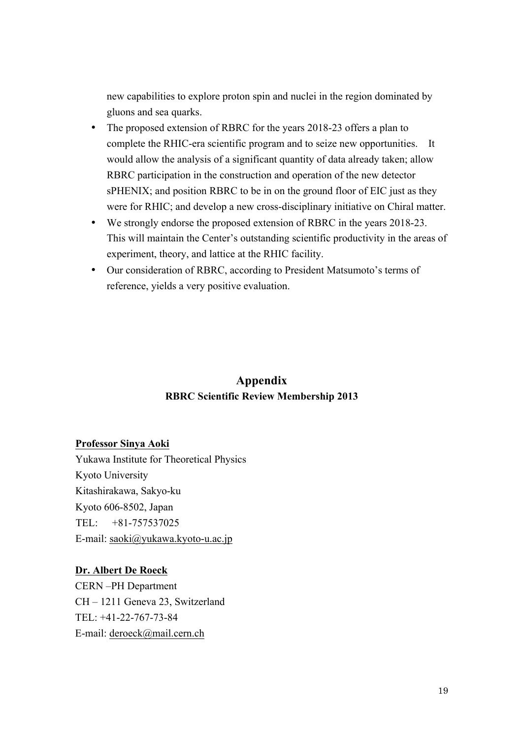new capabilities to explore proton spin and nuclei in the region dominated by gluons and sea quarks.

- The proposed extension of RBRC for the years 2018-23 offers a plan to complete the RHIC-era scientific program and to seize new opportunities. It would allow the analysis of a significant quantity of data already taken; allow RBRC participation in the construction and operation of the new detector sPHENIX; and position RBRC to be in on the ground floor of EIC just as they were for RHIC; and develop a new cross-disciplinary initiative on Chiral matter.
- We strongly endorse the proposed extension of RBRC in the years 2018-23. This will maintain the Center's outstanding scientific productivity in the areas of experiment, theory, and lattice at the RHIC facility.
- Our consideration of RBRC, according to President Matsumoto's terms of reference, yields a very positive evaluation.

## Appendix

### RBRC Scientific Review Membership 2013

**Professor Sinya Aoki**
Yukawa Institute for Theoretical Physics
Kyoto University
Kitashirakawa, Sakyo-ku
Kyoto 606-8502, Japan
TEL: +81-757537025
E-mail: saoki@yukawa.kyoto-u.ac.jp

**Dr. Albert De Roeck**
CERN –PH Department
CH – 1211 Geneva 23, Switzerland
TEL: +41-22-767-73-84
E-mail: deroeck@mail.cern.ch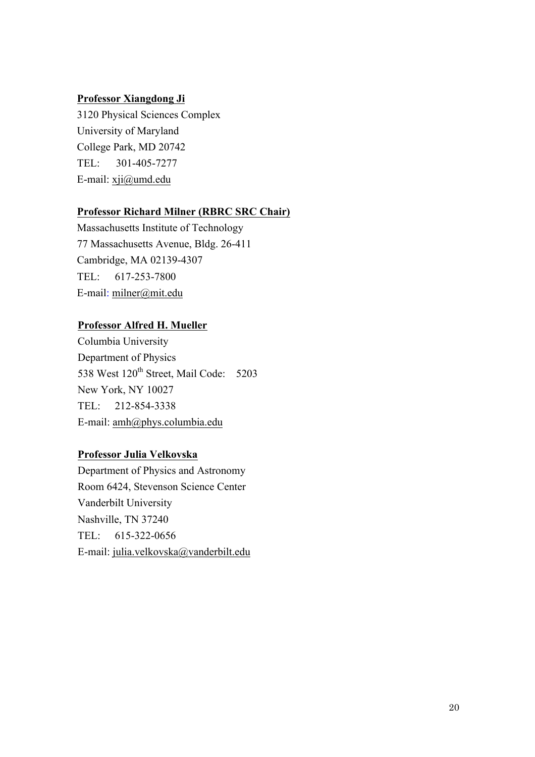**Professor Xiangdong Ji**
3120 Physical Sciences Complex
University of Maryland
College Park, MD 20742
TEL: 301-405-7277
E-mail: xji@umd.edu

**Professor Richard Milner (RBRC SRC Chair)**
Massachusetts Institute of Technology
77 Massachusetts Avenue, Bldg. 26-411
Cambridge, MA 02139-4307
TEL: 617-253-7800
E-mail: milner@mit.edu

**Professor Alfred H. Mueller**
Columbia University
Department of Physics
538 West 120th Street, Mail Code: 5203
New York, NY 10027
TEL: 212-854-3338
E-mail: amh@phys.columbia.edu

**Professor Julia Velkovska**
Department of Physics and Astronomy
Room 6424, Stevenson Science Center
Vanderbilt University
Nashville, TN 37240
TEL: 615-322-0656
E-mail: julia.velkovska@vanderbilt.edu